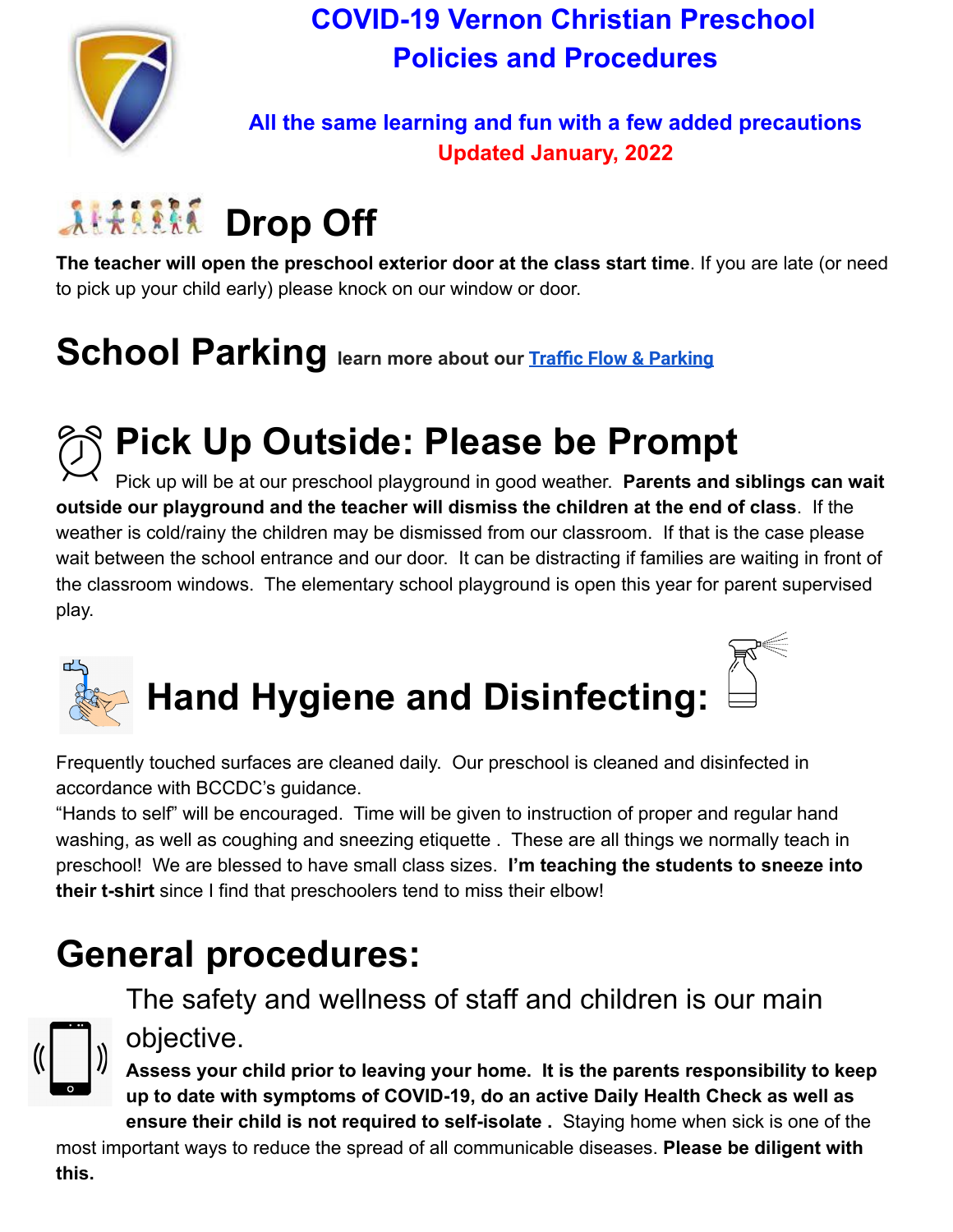# COVID-19 Vernon Christian Preschool Policies and Procedures

**All the same learning and fun with a few added precautions**

**Updated January, 2022**

## Drop Off

**The teacher will open the preschool exterior door at the class start time**. If you are late (or need to pick up your child early) please knock on our window or door.

## School Parking

**learn more about our [Traffic Flow & Parking]()**

## Pick Up Outside: Please be Prompt

Pick up will be at our preschool playground in good weather. **Parents and siblings can wait outside our playground and the teacher will dismiss the children at the end of class**. If the weather is cold/rainy the children may be dismissed from our classroom. If that is the case please wait between the school entrance and our door. It can be distracting if families are waiting in front of the classroom windows. The elementary school playground is open this year for parent supervised play.

## Hand Hygiene and Disinfecting:

Frequently touched surfaces are cleaned daily. Our preschool is cleaned and disinfected in accordance with BCCDC's guidance.

"Hands to self" will be encouraged. Time will be given to instruction of proper and regular hand washing, as well as coughing and sneezing etiquette . These are all things we normally teach in preschool! We are blessed to have small class sizes. **I'm teaching the students to sneeze into their t-shirt** since I find that preschoolers tend to miss their elbow!

## General procedures:

The safety and wellness of staff and children is our main objective.

**Assess your child prior to leaving your home. It is the parents responsibility to keep up to date with symptoms of COVID-19, do an active Daily Health Check as well as ensure their child is not required to self-isolate .** Staying home when sick is one of the most important ways to reduce the spread of all communicable diseases. **Please be diligent with this.**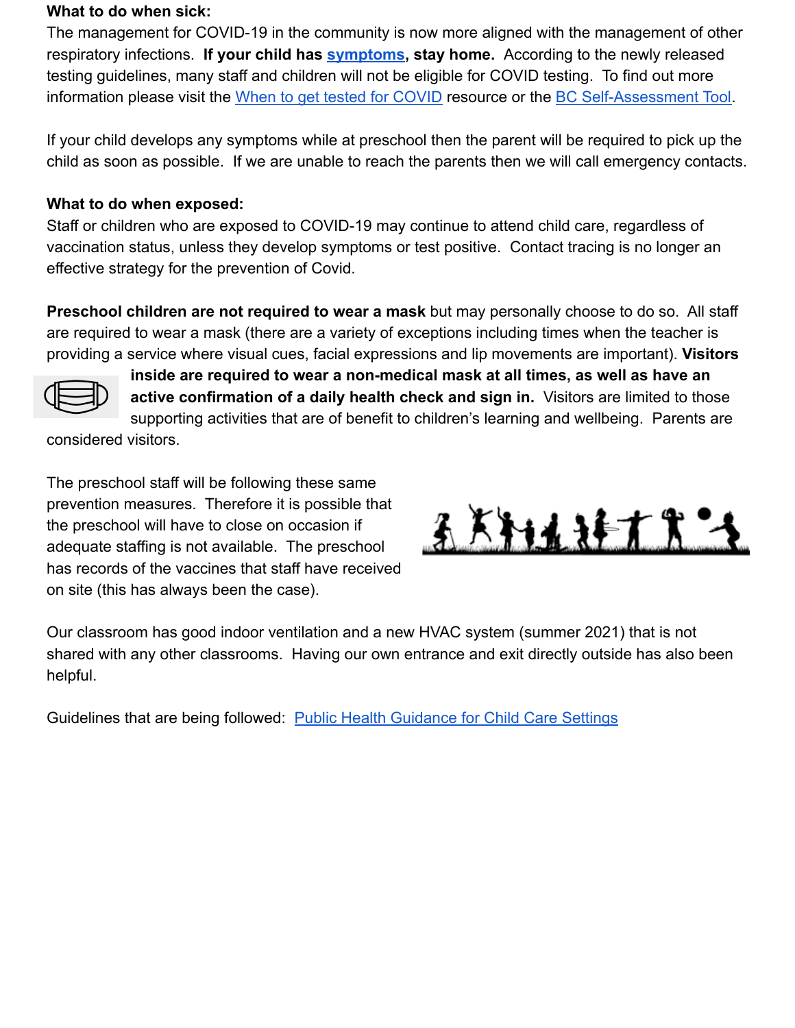**What to do when sick:**

The management for COVID-19 in the community is now more aligned with the management of other respiratory infections. **If your child has symptoms, stay home.** According to the newly released testing guidelines, many staff and children will not be eligible for COVID testing. To find out more information please visit the When to get tested for COVID resource or the BC Self-Assessment Tool.

If your child develops any symptoms while at preschool then the parent will be required to pick up the child as soon as possible. If we are unable to reach the parents then we will call emergency contacts.

**What to do when exposed:**

Staff or children who are exposed to COVID-19 may continue to attend child care, regardless of vaccination status, unless they develop symptoms or test positive. Contact tracing is no longer an effective strategy for the prevention of Covid.

**Preschool children are not required to wear a mask** but may personally choose to do so. All staff are required to wear a mask (there are a variety of exceptions including times when the teacher is providing a service where visual cues, facial expressions and lip movements are important). **Visitors inside are required to wear a non-medical mask at all times, as well as have an active confirmation of a daily health check and sign in.** Visitors are limited to those supporting activities that are of benefit to children's learning and wellbeing. Parents are considered visitors.

The preschool staff will be following these same prevention measures. Therefore it is possible that the preschool will have to close on occasion if adequate staffing is not available. The preschool has records of the vaccines that staff have received on site (this has always been the case).

Our classroom has good indoor ventilation and a new HVAC system (summer 2021) that is not shared with any other classrooms. Having our own entrance and exit directly outside has also been helpful.

Guidelines that are being followed: Public Health Guidance for Child Care Settings